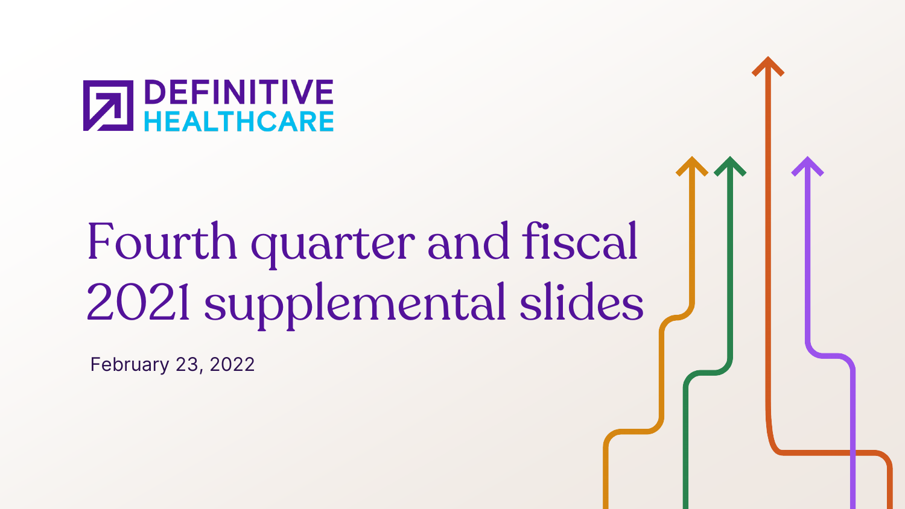DEFINITIVE HEALTHCARE

# Fourth quarter and fiscal 2021 supplemental slides

February 23, 2022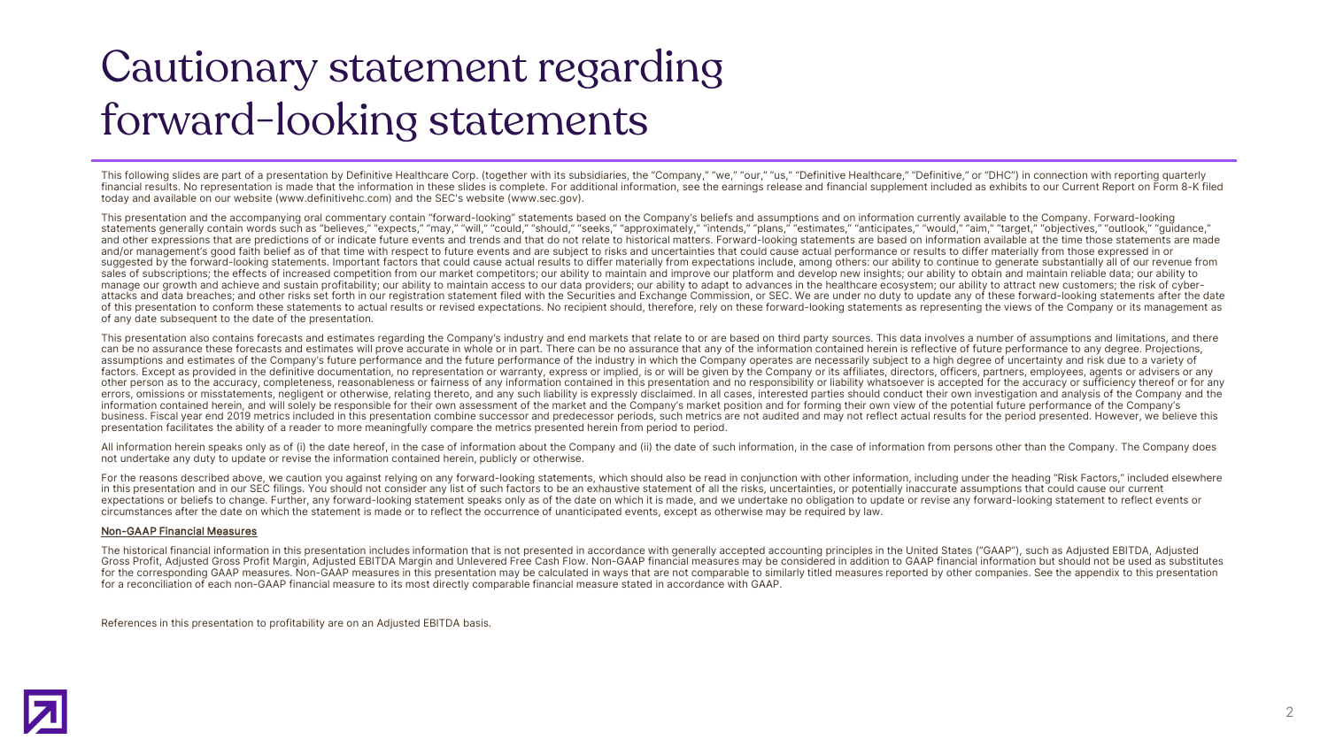# Cautionary statement regarding forward-looking statements

This following slides are part of a presentation by Definitive Healthcare Corp. (together with its subsidiaries, the "Company," "we," "our," "us," "Definitive Healthcare," "Definitive," or "DHC") in connection with reporting quarterly financial results. No representation is made that the information in these slides is complete. For additional information, see the earnings release and financial supplement included as exhibits to our Current Report on Form 8-K filed today and available on our website (www.definitivehc.com) and the SEC's website (www.sec.gov).

This presentation and the accompanying oral commentary contain "forward-looking" statements based on the Company's beliefs and assumptions and on information currently available to the Company. Forward-looking statements generally contain words such as "believes," "expects," "may," "will," "could," "should," "seeks," "approximately," "intends," "plans," "estimates," "anticipates," "would," "aim," "target," "objectives," "outlook," "guidance," and other expressions that are predictions of or indicate future events and trends and that do not relate to historical matters. Forward-looking statements are based on information available at the time those statements are made and/or management's good faith belief as of that time with respect to future events and are subject to risks and uncertainties that could cause actual performance or results to differ materially from those expressed in or suggested by the forward-looking statements. Important factors that could cause actual results to differ materially from expectations include, among others: our ability to continue to generate substantially all of our revenue from sales of subscriptions; the effects of increased competition from our market competitors; our ability to maintain and improve our platform and develop new insights; our ability to obtain and maintain reliable data; our ability to manage our growth and achieve and sustain profitability; our ability to maintain access to our data providers; our ability to adapt to advances in the healthcare ecosystem; our ability to attract new customers; the risk of cyber-attacks and data breaches; and other risks set forth in our registration statement filed with the Securities and Exchange Commission, or SEC. We are under no duty to update any of these forward-looking statements after the date of this presentation to conform these statements to actual results or revised expectations. No recipient should, therefore, rely on these forward-looking statements as representing the views of the Company or its management as of any date subsequent to the date of the presentation.

This presentation also contains forecasts and estimates regarding the Company's industry and end markets that relate to or are based on third party sources. This data involves a number of assumptions and limitations, and there can be no assurance these forecasts and estimates will prove accurate in whole or in part. There can be no assurance that any of the information contained herein is reflective of future performance to any degree. Projections, assumptions and estimates of the Company's future performance and the future performance of the industry in which the Company operates are necessarily subject to a high degree of uncertainty and risk due to a variety of factors. Except as provided in the definitive documentation, no representation or warranty, express or implied, is or will be given by the Company or its affiliates, directors, officers, partners, employees, agents or advisers or any other person as to the accuracy, completeness, reasonableness or fairness of any information contained in this presentation and no responsibility or liability whatsoever is accepted for the accuracy or sufficiency thereof or for any errors, omissions or misstatements, negligent or otherwise, relating thereto, and any such liability is expressly disclaimed. In all cases, interested parties should conduct their own investigation and analysis of the Company and the information contained herein, and will solely be responsible for their own assessment of the market and the Company's market position and for forming their own view of the potential future performance of the Company's business. Fiscal year end 2019 metrics included in this presentation combine successor and predecessor periods, such metrics are not audited and may not reflect actual results for the period presented. However, we believe this presentation facilitates the ability of a reader to more meaningfully compare the metrics presented herein from period to period.

All information herein speaks only as of (i) the date hereof, in the case of information about the Company and (ii) the date of such information, in the case of information from persons other than the Company. The Company does not undertake any duty to update or revise the information contained herein, publicly or otherwise.

For the reasons described above, we caution you against relying on any forward-looking statements, which should also be read in conjunction with other information, including under the heading "Risk Factors," included elsewhere in this presentation and in our SEC filings. You should not consider any list of such factors to be an exhaustive statement of all the risks, uncertainties, or potentially inaccurate assumptions that could cause our current expectations or beliefs to change. Further, any forward-looking statement speaks only as of the date on which it is made, and we undertake no obligation to update or revise any forward-looking statement to reflect events or circumstances after the date on which the statement is made or to reflect the occurrence of unanticipated events, except as otherwise may be required by law.

**Non-GAAP Financial Measures**

The historical financial information in this presentation includes information that is not presented in accordance with generally accepted accounting principles in the United States ("GAAP"), such as Adjusted EBITDA, Adjusted Gross Profit, Adjusted Gross Profit Margin, Adjusted EBITDA Margin and Unlevered Free Cash Flow. Non-GAAP financial measures may be considered in addition to GAAP financial information but should not be used as substitutes for the corresponding GAAP measures. Non-GAAP measures in this presentation may be calculated in ways that are not comparable to similarly titled measures reported by other companies. See the appendix to this presentation for a reconciliation of each non-GAAP financial measure to its most directly comparable financial measure stated in accordance with GAAP.

References in this presentation to profitability are on an Adjusted EBITDA basis.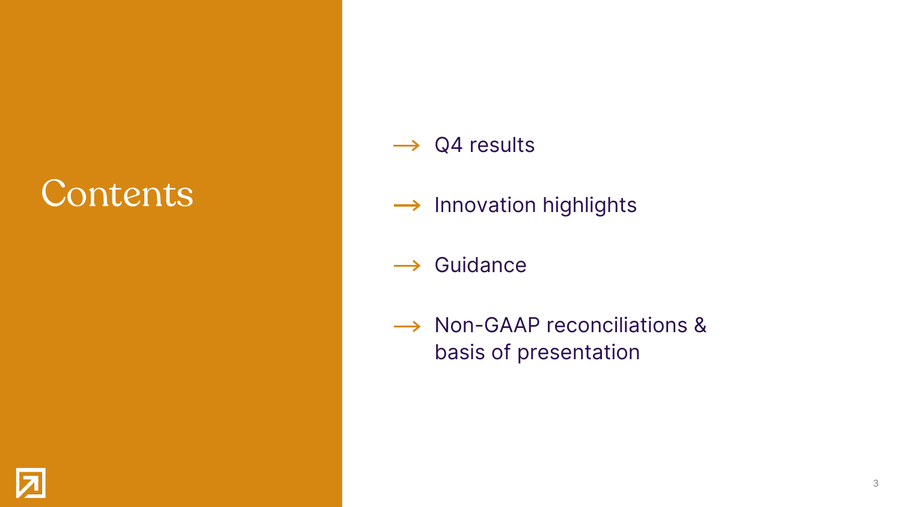# Contents

- Q4 results
- Innovation highlights
- Guidance
- Non-GAAP reconciliations & basis of presentation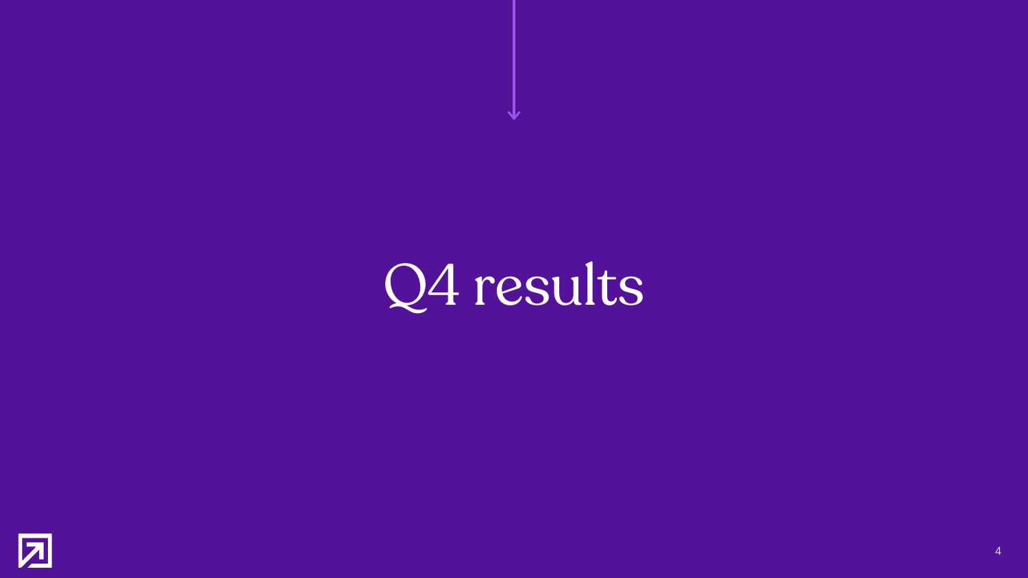# Q4 results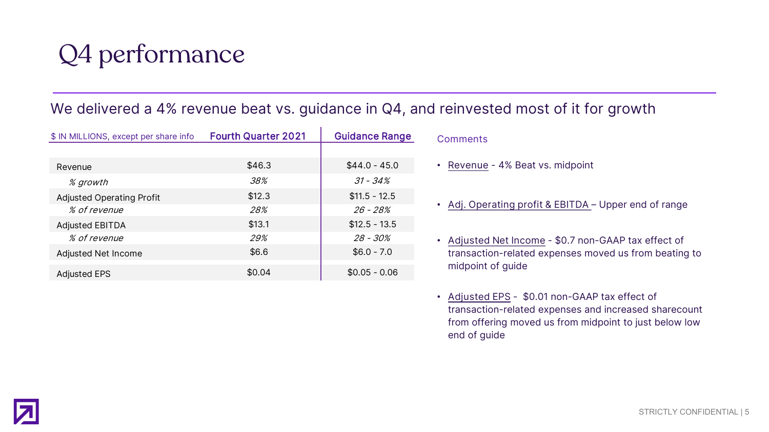# Q4 performance

## We delivered a 4% revenue beat vs. guidance in Q4, and reinvested most of it for growth

| $ IN MILLIONS, except per share info | Fourth Quarter 2021 | Guidance Range |
|---|---|---|
| Revenue | $46.3 | $44.0 - 45.0 |
| *% growth* | *38%* | *31 - 34%* |
| Adjusted Operating Profit | $12.3 | $11.5 - 12.5 |
| *% of revenue* | *28%* | *26 - 28%* |
| Adjusted EBITDA | $13.1 | $12.5 - 13.5 |
| *% of revenue* | *29%* | *28 - 30%* |
| Adjusted Net Income | $6.6 | $6.0 - 7.0 |
| Adjusted EPS | $0.04 | $0.05 - 0.06 |

Comments

- Revenue - 4% Beat vs. midpoint
- Adj. Operating profit & EBITDA – Upper end of range
- Adjusted Net Income - $0.7 non-GAAP tax effect of transaction-related expenses moved us from beating to midpoint of guide
- Adjusted EPS - $0.01 non-GAAP tax effect of transaction-related expenses and increased sharecount from offering moved us from midpoint to just below low end of guide

STRICTLY CONFIDENTIAL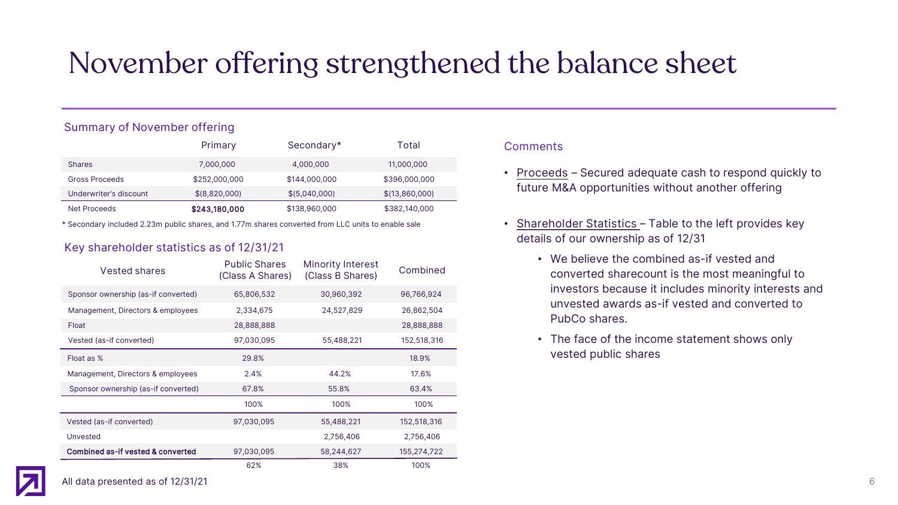# November offering strengthened the balance sheet

## Summary of November offering

| | Primary | Secondary* | Total |
|---|---|---|---|
| Shares | 7,000,000 | 4,000,000 | 11,000,000 |
| Gross Proceeds | $252,000,000 | $144,000,000 | $396,000,000 |
| Underwriter's discount | $(8,820,000) | $(5,040,000) | $(13,860,000) |
| Net Proceeds | **$243,180,000** | $138,960,000 | $382,140,000 |

\* Secondary included 2.23m public shares, and 1.77m shares converted from LLC units to enable sale

## Key shareholder statistics as of 12/31/21

| Vested shares | Public Shares (Class A Shares) | Minority Interest (Class B Shares) | Combined |
|---|---|---|---|
| Sponsor ownership (as-if converted) | 65,806,532 | 30,960,392 | 96,766,924 |
| Management, Directors & employees | 2,334,675 | 24,527,829 | 26,862,504 |
| Float | 28,888,888 | | 28,888,888 |
| Vested (as-if converted) | 97,030,095 | 55,488,221 | 152,518,316 |
| Float as % | 29.8% | | 18.9% |
| Management, Directors & employees | 2.4% | 44.2% | 17.6% |
| Sponsor ownership (as-if converted) | 67.8% | 55.8% | 63.4% |
| | 100% | 100% | 100% |
| Vested (as-if converted) | 97,030,095 | 55,488,221 | 152,518,316 |
| Unvested | | 2,756,406 | 2,756,406 |
| **Combined as-if vested & converted** | 97,030,095 | 58,244,627 | 155,274,722 |
| | 62% | 38% | 100% |

## Comments

- Proceeds – Secured adequate cash to respond quickly to future M&A opportunities without another offering
- Shareholder Statistics – Table to the left provides key details of our ownership as of 12/31
  - We believe the combined as-if vested and converted sharecount is the most meaningful to investors because it includes minority interests and unvested awards as-if vested and converted to PubCo shares.
  - The face of the income statement shows only vested public shares

All data presented as of 12/31/21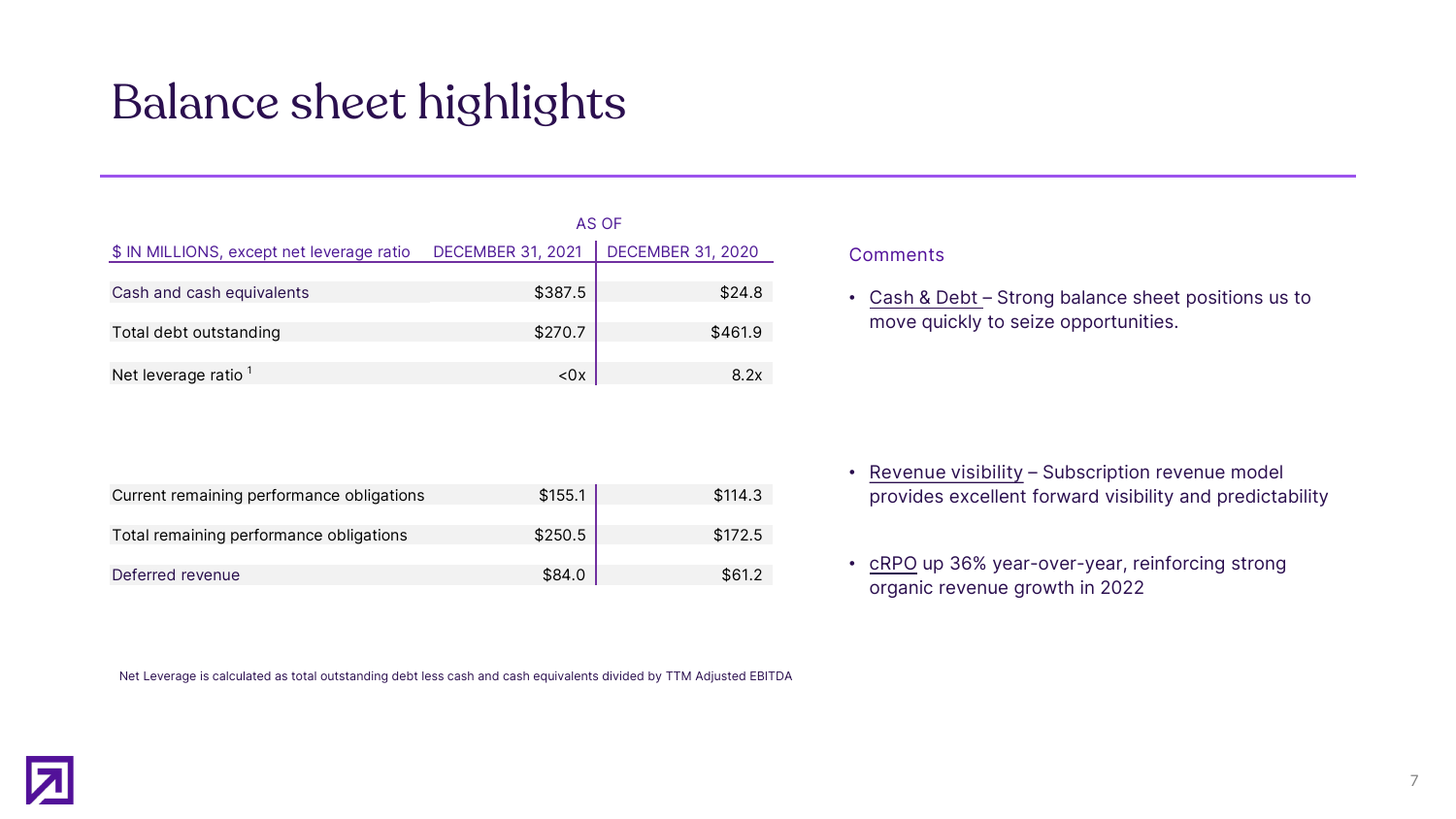# Balance sheet highlights

| $ IN MILLIONS, except net leverage ratio | AS OF DECEMBER 31, 2021 | DECEMBER 31, 2020 |
|---|---|---|
| Cash and cash equivalents | $387.5 | $24.8 |
| Total debt outstanding | $270.7 | $461.9 |
| Net leverage ratio [1] | <0x | 8.2x |
| | | |
| Current remaining performance obligations | $155.1 | $114.3 |
| Total remaining performance obligations | $250.5 | $172.5 |
| Deferred revenue | $84.0 | $61.2 |

Net Leverage is calculated as total outstanding debt less cash and cash equivalents divided by TTM Adjusted EBITDA

Comments

- Cash & Debt – Strong balance sheet positions us to move quickly to seize opportunities.
- Revenue visibility – Subscription revenue model provides excellent forward visibility and predictability
- cRPO up 36% year-over-year, reinforcing strong organic revenue growth in 2022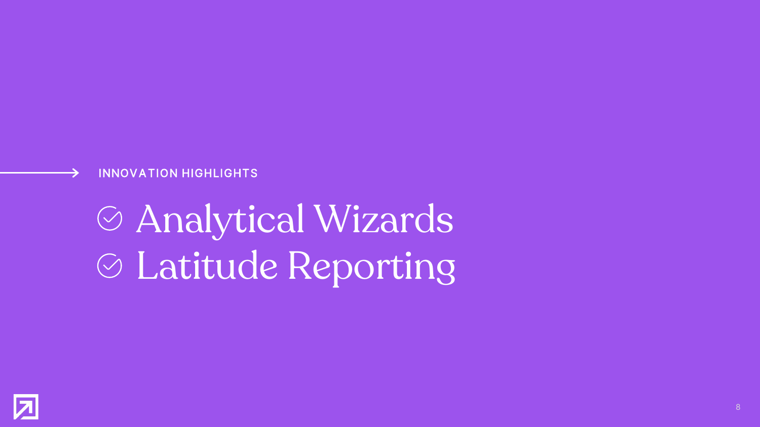INNOVATION HIGHLIGHTS

- Analytical Wizards
- Latitude Reporting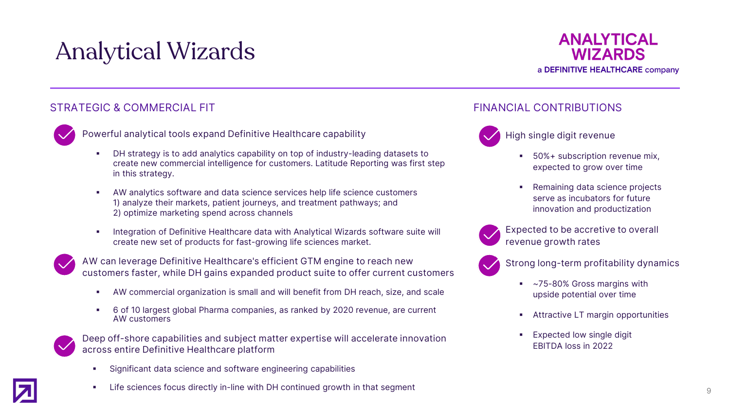# Analytical Wizards

**ANALYTICAL WIZARDS**
a **DEFINITIVE HEALTHCARE** company

## STRATEGIC & COMMERCIAL FIT

### Powerful analytical tools expand Definitive Healthcare capability

- DH strategy is to add analytics capability on top of industry-leading datasets to create new commercial intelligence for customers. Latitude Reporting was first step in this strategy.
- AW analytics software and data science services help life science customers 1) analyze their markets, patient journeys, and treatment pathways; and 2) optimize marketing spend across channels
- Integration of Definitive Healthcare data with Analytical Wizards software suite will create new set of products for fast-growing life sciences market.

### AW can leverage Definitive Healthcare's efficient GTM engine to reach new customers faster, while DH gains expanded product suite to offer current customers

- AW commercial organization is small and will benefit from DH reach, size, and scale
- 6 of 10 largest global Pharma companies, as ranked by 2020 revenue, are current AW customers

### Deep off-shore capabilities and subject matter expertise will accelerate innovation across entire Definitive Healthcare platform

- Significant data science and software engineering capabilities
- Life sciences focus directly in-line with DH continued growth in that segment

## FINANCIAL CONTRIBUTIONS

### High single digit revenue

- 50%+ subscription revenue mix, expected to grow over time
- Remaining data science projects serve as incubators for future innovation and productization

### Expected to be accretive to overall revenue growth rates

### Strong long-term profitability dynamics

- ~75-80% Gross margins with upside potential over time
- Attractive LT margin opportunities
- Expected low single digit EBITDA loss in 2022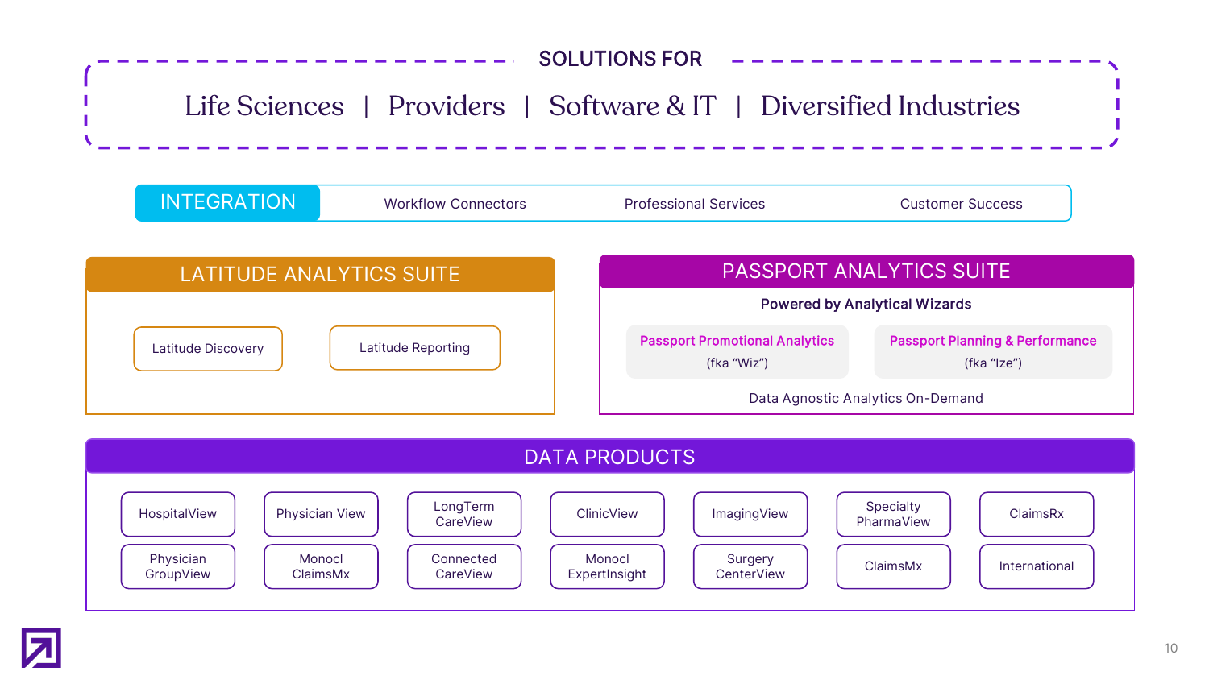## SOLUTIONS FOR

Life Sciences | Providers | Software & IT | Diversified Industries

**INTEGRATION**

- Workflow Connectors
- Professional Services
- Customer Success

## LATITUDE ANALYTICS SUITE

- Latitude Discovery
- Latitude Reporting

## PASSPORT ANALYTICS SUITE

**Powered by Analytical Wizards**

- **Passport Promotional Analytics** (fka "Wiz")
- **Passport Planning & Performance** (fka "Ize")

Data Agnostic Analytics On-Demand

## DATA PRODUCTS

| | | | | | | |
|---|---|---|---|---|---|---|
| HospitalView | Physician View | LongTerm CareView | ClinicView | ImagingView | Specialty PharmaView | ClaimsRx |
| Physician GroupView | Monocl ClaimsMx | Connected CareView | Monocl ExpertInsight | Surgery CenterView | ClaimsMx | International |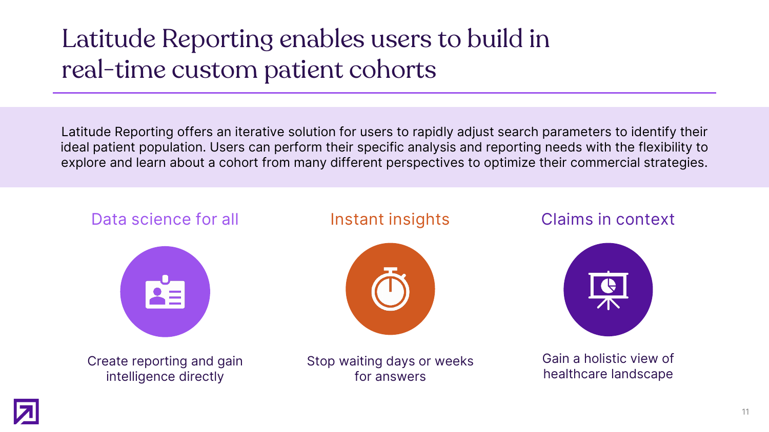# Latitude Reporting enables users to build in real-time custom patient cohorts

Latitude Reporting offers an iterative solution for users to rapidly adjust search parameters to identify their ideal patient population. Users can perform their specific analysis and reporting needs with the flexibility to explore and learn about a cohort from many different perspectives to optimize their commercial strategies.

## Data science for all

Create reporting and gain intelligence directly

## Instant insights

Stop waiting days or weeks for answers

## Claims in context

Gain a holistic view of healthcare landscape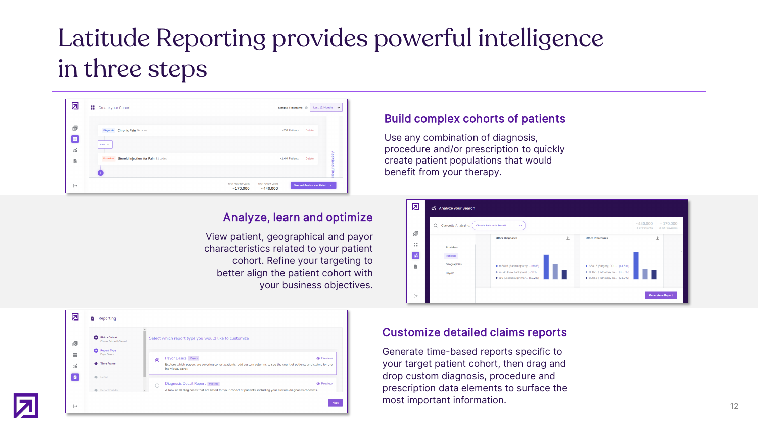# Latitude Reporting provides powerful intelligence in three steps

## Build complex cohorts of patients

Use any combination of diagnosis, procedure and/or prescription to quickly create patient populations that would benefit from your therapy.

## Analyze, learn and optimize

View patient, geographical and payor characteristics related to your patient cohort. Refine your targeting to better align the patient cohort with your business objectives.

## Customize detailed claims reports

Generate time-based reports specific to your target patient cohort, then drag and drop custom diagnosis, procedure and prescription data elements to surface the most important information.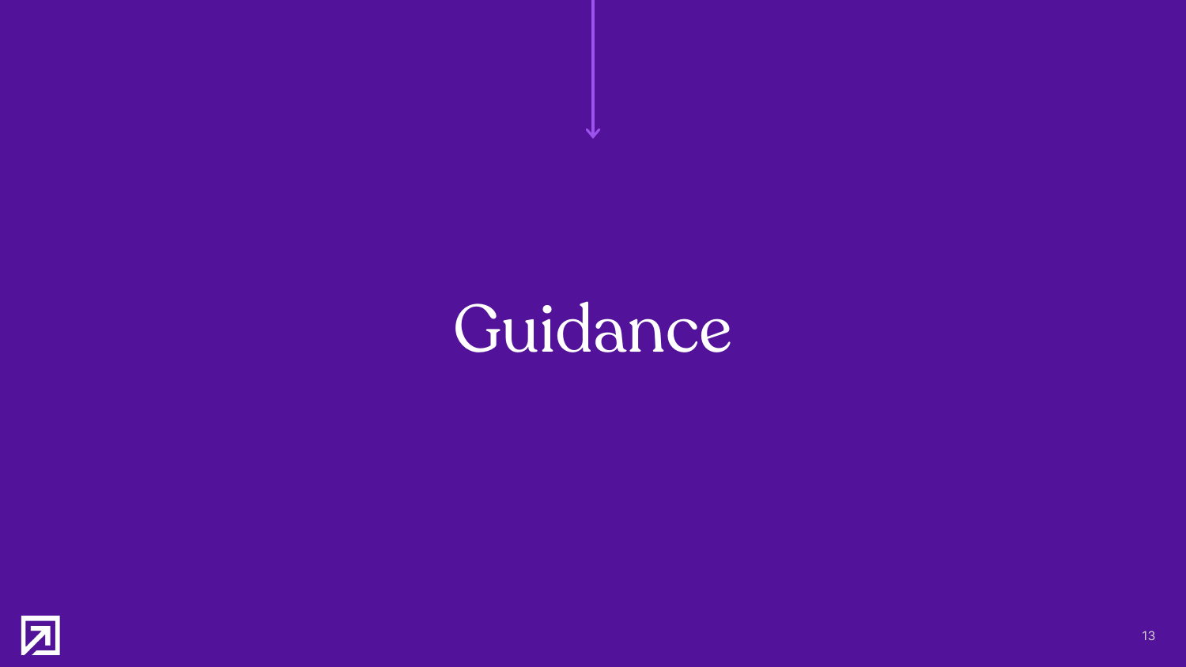# Guidance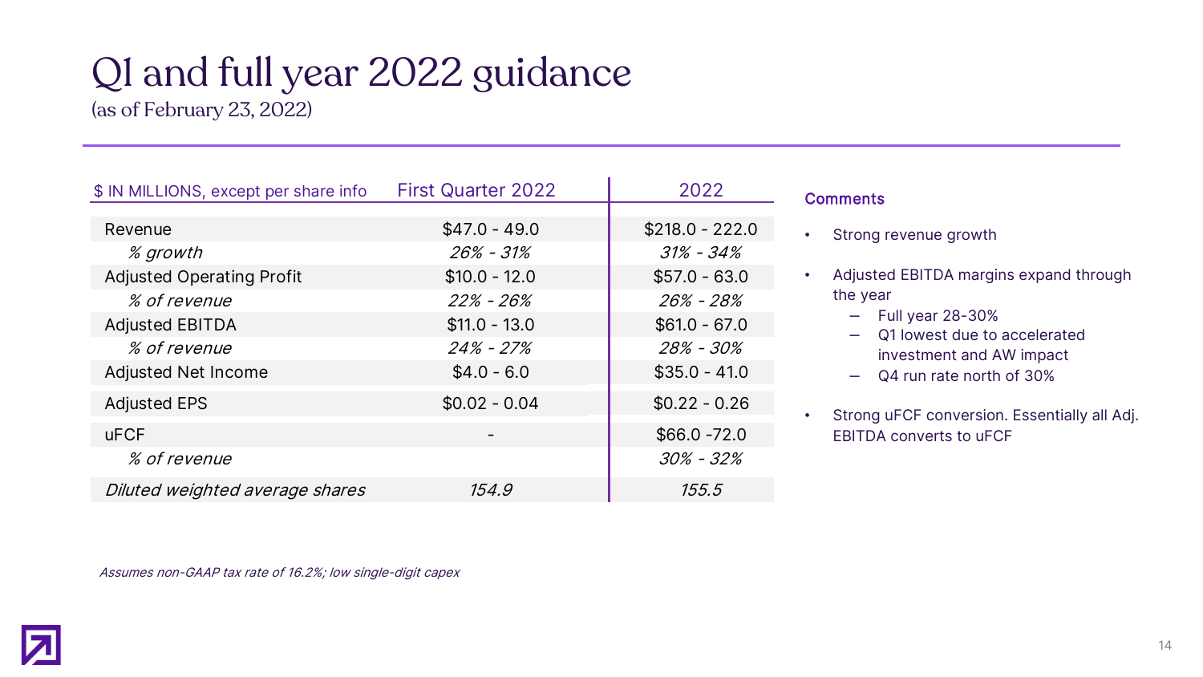# Q1 and full year 2022 guidance

(as of February 23, 2022)

| $ IN MILLIONS, except per share info | First Quarter 2022 | 2022 |
|---|---|---|
| Revenue | $47.0 - 49.0 | $218.0 - 222.0 |
| *% growth* | *26% - 31%* | *31% - 34%* |
| Adjusted Operating Profit | $10.0 - 12.0 | $57.0 - 63.0 |
| *% of revenue* | *22% - 26%* | *26% - 28%* |
| Adjusted EBITDA | $11.0 - 13.0 | $61.0 - 67.0 |
| *% of revenue* | *24% - 27%* | *28% - 30%* |
| Adjusted Net Income | $4.0 - 6.0 | $35.0 - 41.0 |
| Adjusted EPS | $0.02 - 0.04 | $0.22 - 0.26 |
| uFCF | - | $66.0 -72.0 |
| *% of revenue* | | *30% - 32%* |
| *Diluted weighted average shares* | *154.9* | *155.5* |

**Comments**

- Strong revenue growth
- Adjusted EBITDA margins expand through the year
  - Full year 28-30%
  - Q1 lowest due to accelerated investment and AW impact
  - Q4 run rate north of 30%
- Strong uFCF conversion. Essentially all Adj. EBITDA converts to uFCF

*Assumes non-GAAP tax rate of 16.2%; low single-digit capex*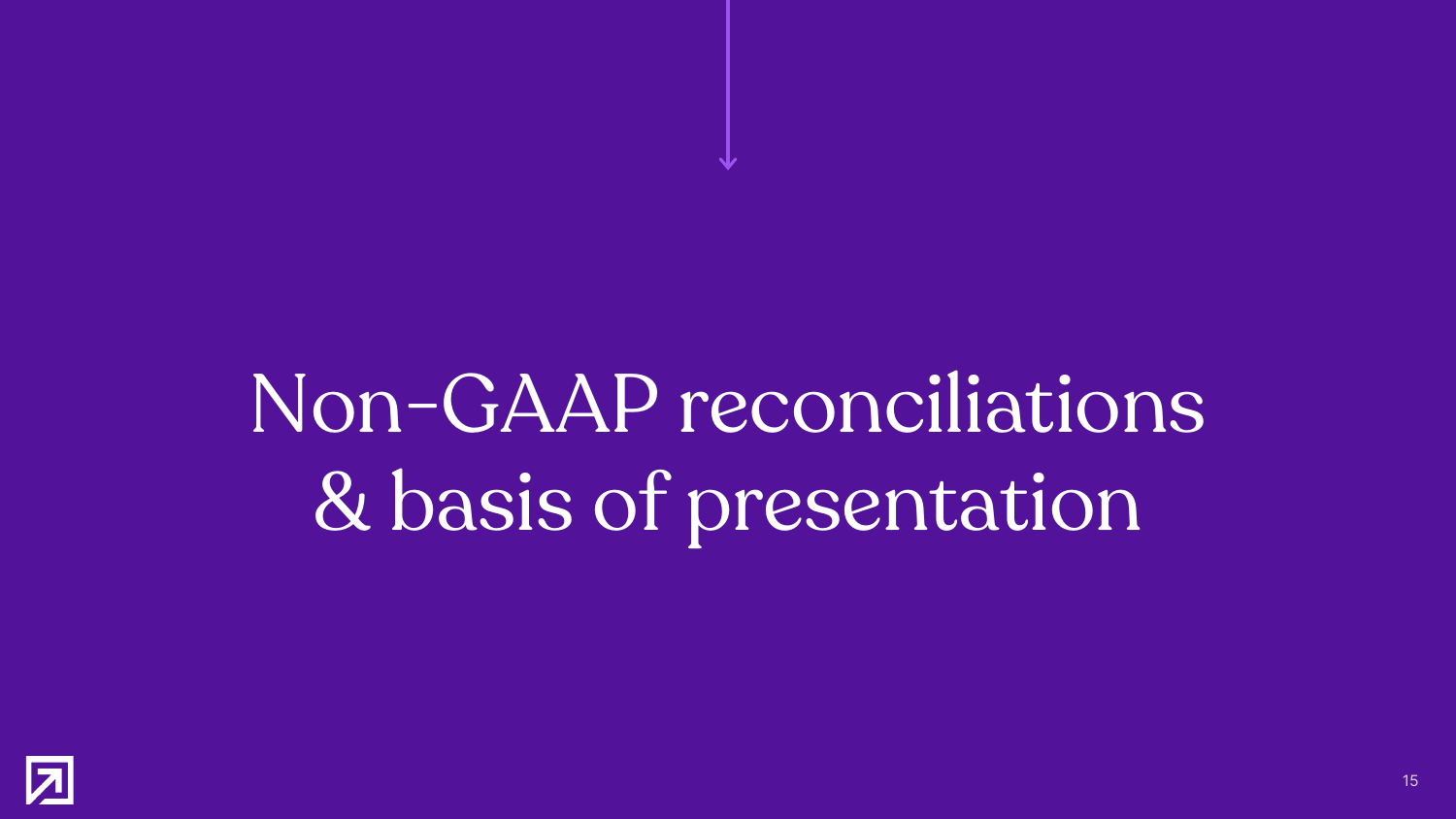# Non-GAAP reconciliations & basis of presentation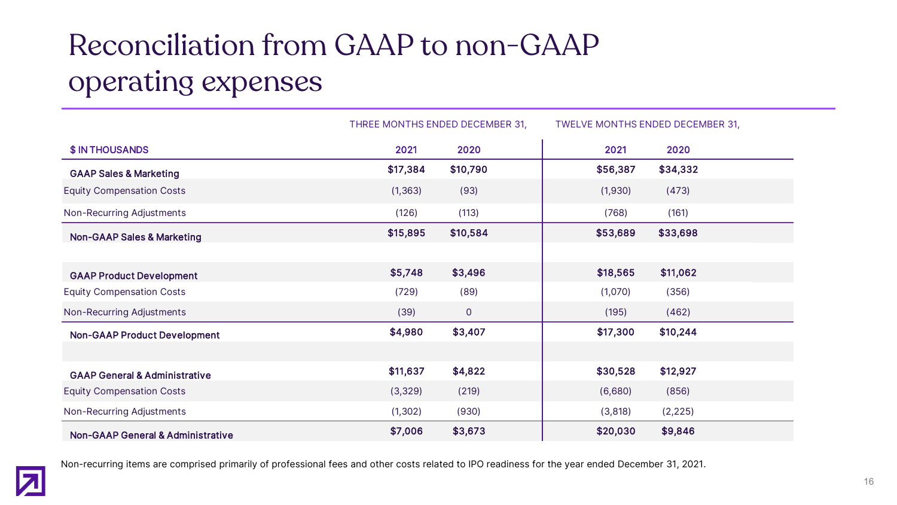# Reconciliation from GAAP to non-GAAP operating expenses

| $ IN THOUSANDS | THREE MONTHS ENDED DECEMBER 31, 2021 | THREE MONTHS ENDED DECEMBER 31, 2020 | TWELVE MONTHS ENDED DECEMBER 31, 2021 | TWELVE MONTHS ENDED DECEMBER 31, 2020 |
|---|---|---|---|---|
| **GAAP Sales & Marketing** | **$17,384** | **$10,790** | **$56,387** | **$34,332** |
| Equity Compensation Costs | (1,363) | (93) | (1,930) | (473) |
| Non-Recurring Adjustments | (126) | (113) | (768) | (161) |
| **Non-GAAP Sales & Marketing** | **$15,895** | **$10,584** | **$53,689** | **$33,698** |
| | | | | |
| **GAAP Product Development** | **$5,748** | **$3,496** | **$18,565** | **$11,062** |
| Equity Compensation Costs | (729) | (89) | (1,070) | (356) |
| Non-Recurring Adjustments | (39) | 0 | (195) | (462) |
| **Non-GAAP Product Development** | **$4,980** | **$3,407** | **$17,300** | **$10,244** |
| | | | | |
| **GAAP General & Administrative** | **$11,637** | **$4,822** | **$30,528** | **$12,927** |
| Equity Compensation Costs | (3,329) | (219) | (6,680) | (856) |
| Non-Recurring Adjustments | (1,302) | (930) | (3,818) | (2,225) |
| **Non-GAAP General & Administrative** | **$7,006** | **$3,673** | **$20,030** | **$9,846** |

Non-recurring items are comprised primarily of professional fees and other costs related to IPO readiness for the year ended December 31, 2021.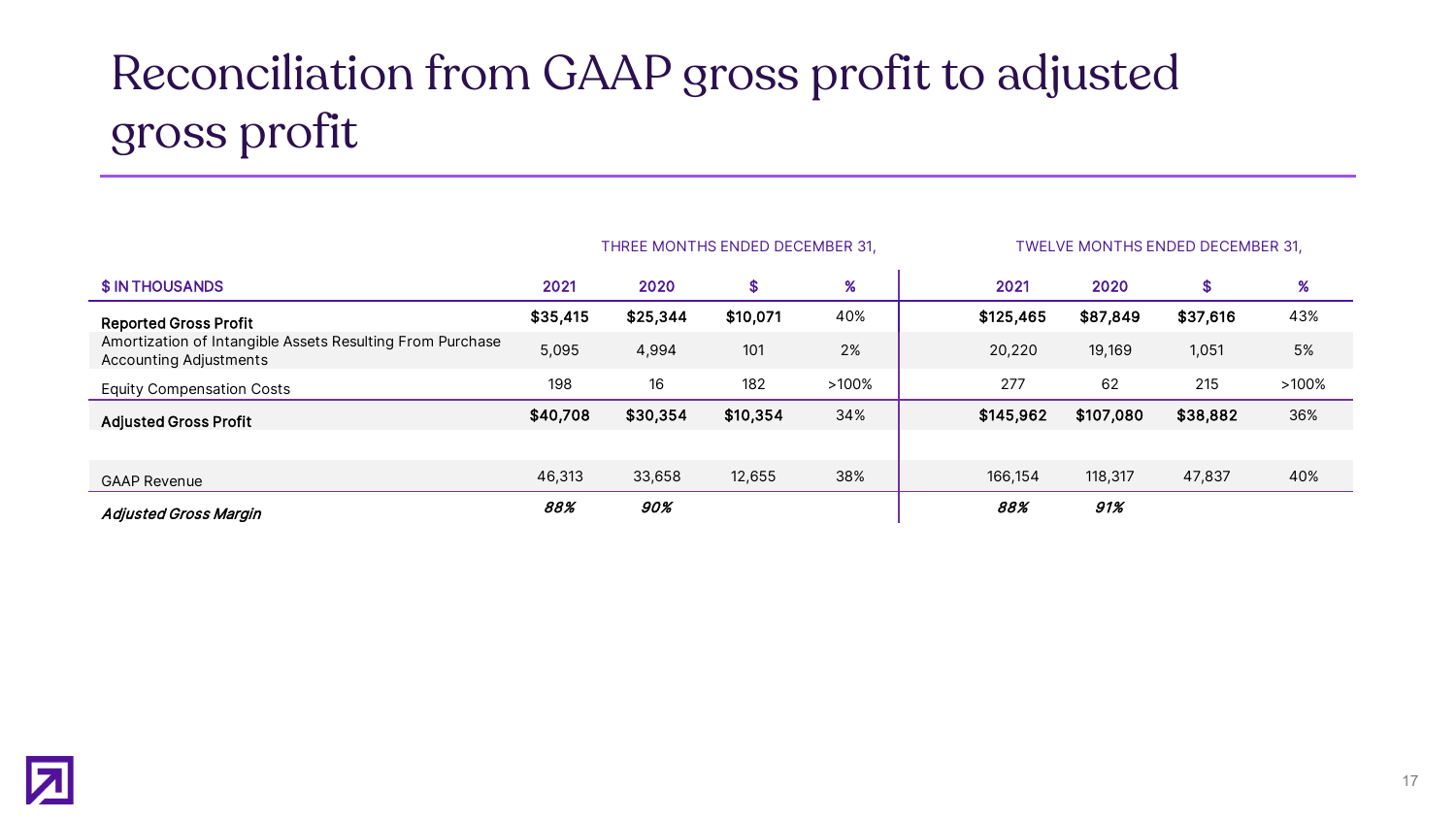# Reconciliation from GAAP gross profit to adjusted gross profit

| | THREE MONTHS ENDED DECEMBER 31, | | | | TWELVE MONTHS ENDED DECEMBER 31, | | | |
|---|---|---|---|---|---|---|---|---|
| **$ IN THOUSANDS** | **2021** | **2020** | **$** | **%** | **2021** | **2020** | **$** | **%** |
| **Reported Gross Profit** | **$35,415** | **$25,344** | **$10,071** | 40% | **$125,465** | **$87,849** | **$37,616** | 43% |
| Amortization of Intangible Assets Resulting From Purchase Accounting Adjustments | 5,095 | 4,994 | 101 | 2% | 20,220 | 19,169 | 1,051 | 5% |
| Equity Compensation Costs | 198 | 16 | 182 | >100% | 277 | 62 | 215 | >100% |
| **Adjusted Gross Profit** | **$40,708** | **$30,354** | **$10,354** | 34% | **$145,962** | **$107,080** | **$38,882** | 36% |
| | | | | | | | | |
| GAAP Revenue | 46,313 | 33,658 | 12,655 | 38% | 166,154 | 118,317 | 47,837 | 40% |
| ***Adjusted Gross Margin*** | ***88%*** | ***90%*** | | | ***88%*** | ***91%*** | | |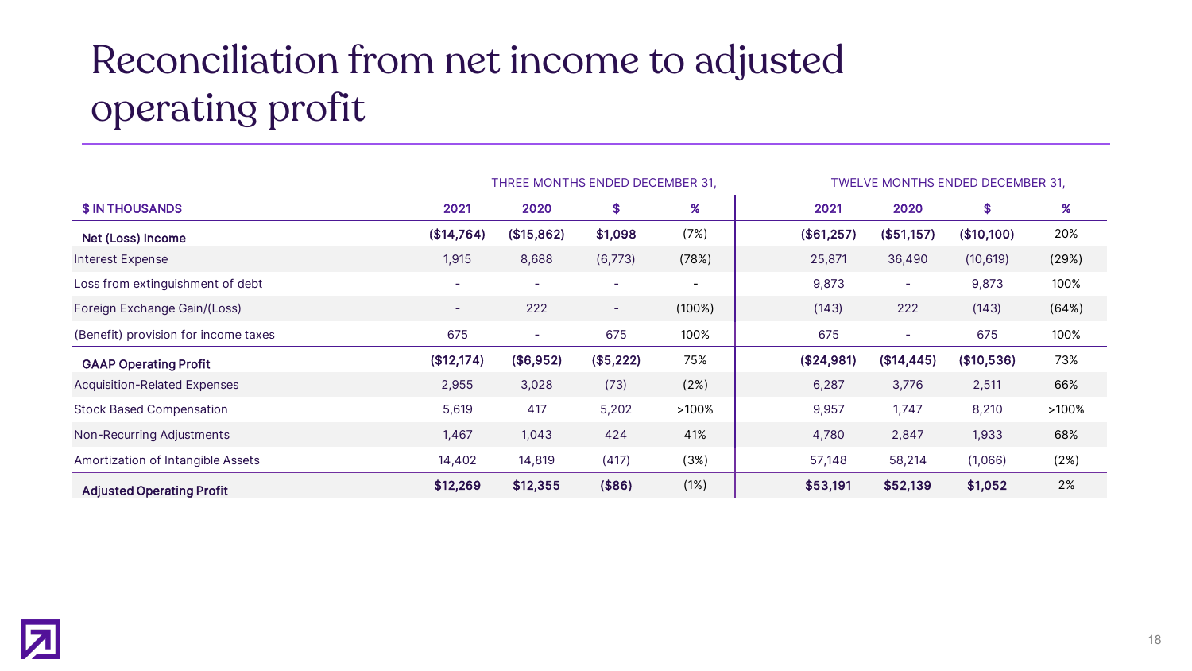# Reconciliation from net income to adjusted operating profit

| | THREE MONTHS ENDED DECEMBER 31, | | | | TWELVE MONTHS ENDED DECEMBER 31, | | | |
|---|---|---|---|---|---|---|---|---|
| **$ IN THOUSANDS** | **2021** | **2020** | **$** | **%** | **2021** | **2020** | **$** | **%** |
| **Net (Loss) Income** | **($14,764)** | **($15,862)** | **$1,098** | (7%) | **($61,257)** | **($51,157)** | **($10,100)** | 20% |
| Interest Expense | 1,915 | 8,688 | (6,773) | (78%) | 25,871 | 36,490 | (10,619) | (29%) |
| Loss from extinguishment of debt | - | - | - | - | 9,873 | - | 9,873 | 100% |
| Foreign Exchange Gain/(Loss) | - | 222 | - | (100%) | (143) | 222 | (143) | (64%) |
| (Benefit) provision for income taxes | 675 | - | 675 | 100% | 675 | - | 675 | 100% |
| **GAAP Operating Profit** | **($12,174)** | **($6,952)** | **($5,222)** | 75% | **($24,981)** | **($14,445)** | **($10,536)** | 73% |
| Acquisition-Related Expenses | 2,955 | 3,028 | (73) | (2%) | 6,287 | 3,776 | 2,511 | 66% |
| Stock Based Compensation | 5,619 | 417 | 5,202 | >100% | 9,957 | 1,747 | 8,210 | >100% |
| Non-Recurring Adjustments | 1,467 | 1,043 | 424 | 41% | 4,780 | 2,847 | 1,933 | 68% |
| Amortization of Intangible Assets | 14,402 | 14,819 | (417) | (3%) | 57,148 | 58,214 | (1,066) | (2%) |
| **Adjusted Operating Profit** | **$12,269** | **$12,355** | **($86)** | (1%) | **$53,191** | **$52,139** | **$1,052** | 2% |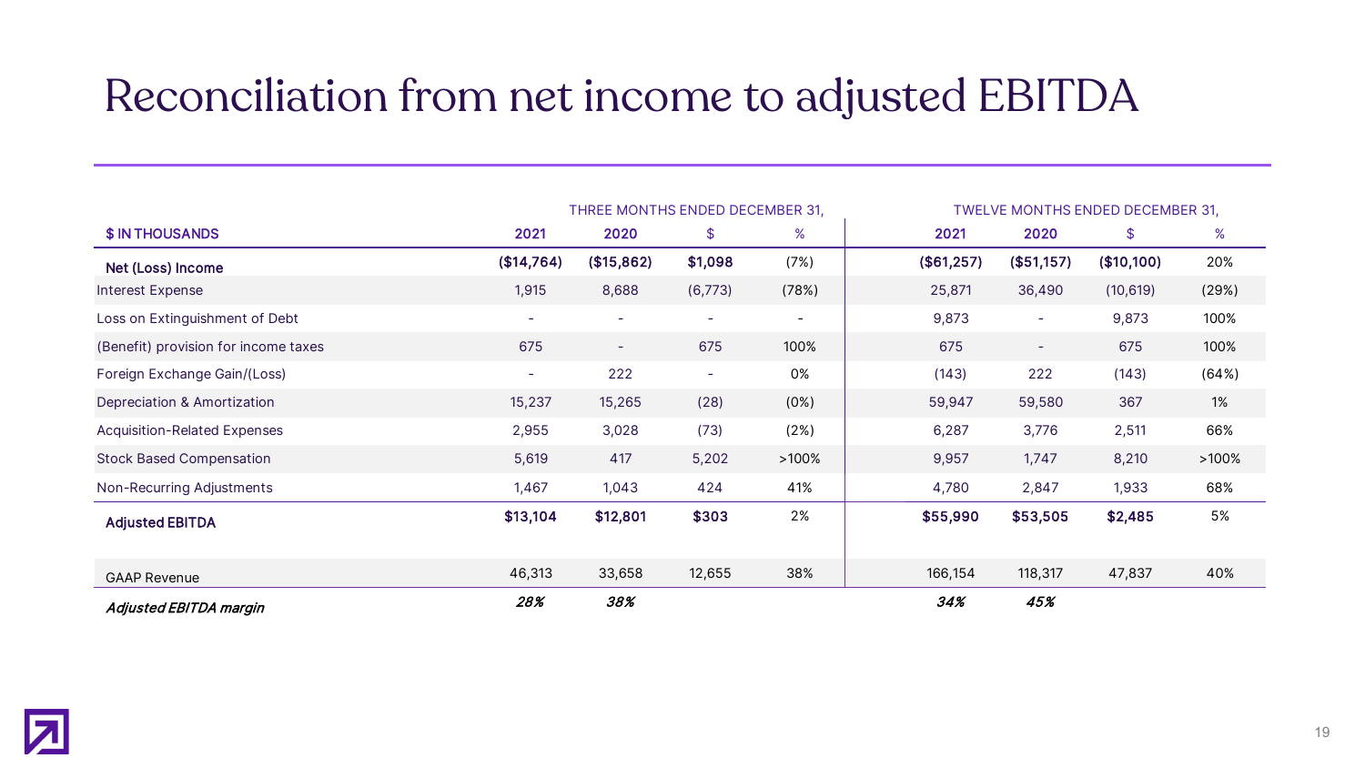# Reconciliation from net income to adjusted EBITDA

| $ IN THOUSANDS | THREE MONTHS ENDED DECEMBER 31, 2021 | 2020 | $ | % | TWELVE MONTHS ENDED DECEMBER 31, 2021 | 2020 | $ | % |
|---|---|---|---|---|---|---|---|---|
| **Net (Loss) Income** | **($14,764)** | **($15,862)** | **$1,098** | (7%) | **($61,257)** | **($51,157)** | **($10,100)** | 20% |
| Interest Expense | 1,915 | 8,688 | (6,773) | (78%) | 25,871 | 36,490 | (10,619) | (29%) |
| Loss on Extinguishment of Debt | - | - | - | - | 9,873 | - | 9,873 | 100% |
| (Benefit) provision for income taxes | 675 | - | 675 | 100% | 675 | - | 675 | 100% |
| Foreign Exchange Gain/(Loss) | - | 222 | - | 0% | (143) | 222 | (143) | (64%) |
| Depreciation & Amortization | 15,237 | 15,265 | (28) | (0%) | 59,947 | 59,580 | 367 | 1% |
| Acquisition-Related Expenses | 2,955 | 3,028 | (73) | (2%) | 6,287 | 3,776 | 2,511 | 66% |
| Stock Based Compensation | 5,619 | 417 | 5,202 | >100% | 9,957 | 1,747 | 8,210 | >100% |
| Non-Recurring Adjustments | 1,467 | 1,043 | 424 | 41% | 4,780 | 2,847 | 1,933 | 68% |
| **Adjusted EBITDA** | **$13,104** | **$12,801** | **$303** | 2% | **$55,990** | **$53,505** | **$2,485** | 5% |
| GAAP Revenue | 46,313 | 33,658 | 12,655 | 38% | 166,154 | 118,317 | 47,837 | 40% |
| ***Adjusted EBITDA margin*** | ***28%*** | ***38%*** | | | ***34%*** | ***45%*** | | |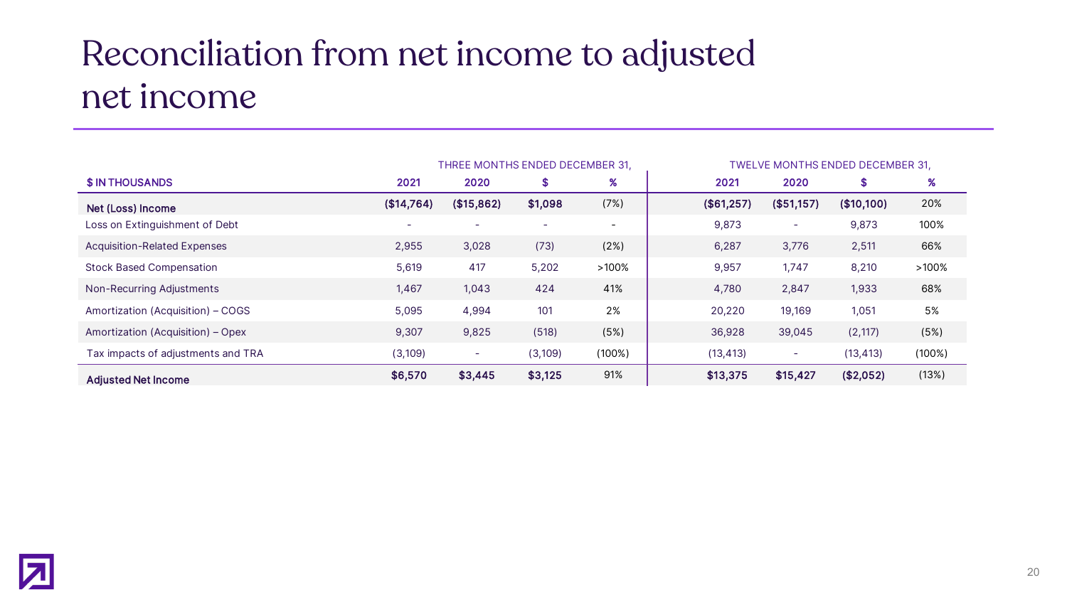# Reconciliation from net income to adjusted net income

| $ IN THOUSANDS | THREE MONTHS ENDED DECEMBER 31, 2021 | 2020 | $ | % | TWELVE MONTHS ENDED DECEMBER 31, 2021 | 2020 | $ | % |
|---|---|---|---|---|---|---|---|---|
| **Net (Loss) Income** | **($14,764)** | **($15,862)** | **$1,098** | (7%) | **($61,257)** | **($51,157)** | **($10,100)** | 20% |
| Loss on Extinguishment of Debt | - | - | - | - | 9,873 | - | 9,873 | 100% |
| Acquisition-Related Expenses | 2,955 | 3,028 | (73) | (2%) | 6,287 | 3,776 | 2,511 | 66% |
| Stock Based Compensation | 5,619 | 417 | 5,202 | >100% | 9,957 | 1,747 | 8,210 | >100% |
| Non-Recurring Adjustments | 1,467 | 1,043 | 424 | 41% | 4,780 | 2,847 | 1,933 | 68% |
| Amortization (Acquisition) – COGS | 5,095 | 4,994 | 101 | 2% | 20,220 | 19,169 | 1,051 | 5% |
| Amortization (Acquisition) – Opex | 9,307 | 9,825 | (518) | (5%) | 36,928 | 39,045 | (2,117) | (5%) |
| Tax impacts of adjustments and TRA | (3,109) | - | (3,109) | (100%) | (13,413) | - | (13,413) | (100%) |
| **Adjusted Net Income** | **$6,570** | **$3,445** | **$3,125** | 91% | **$13,375** | **$15,427** | **($2,052)** | (13%) |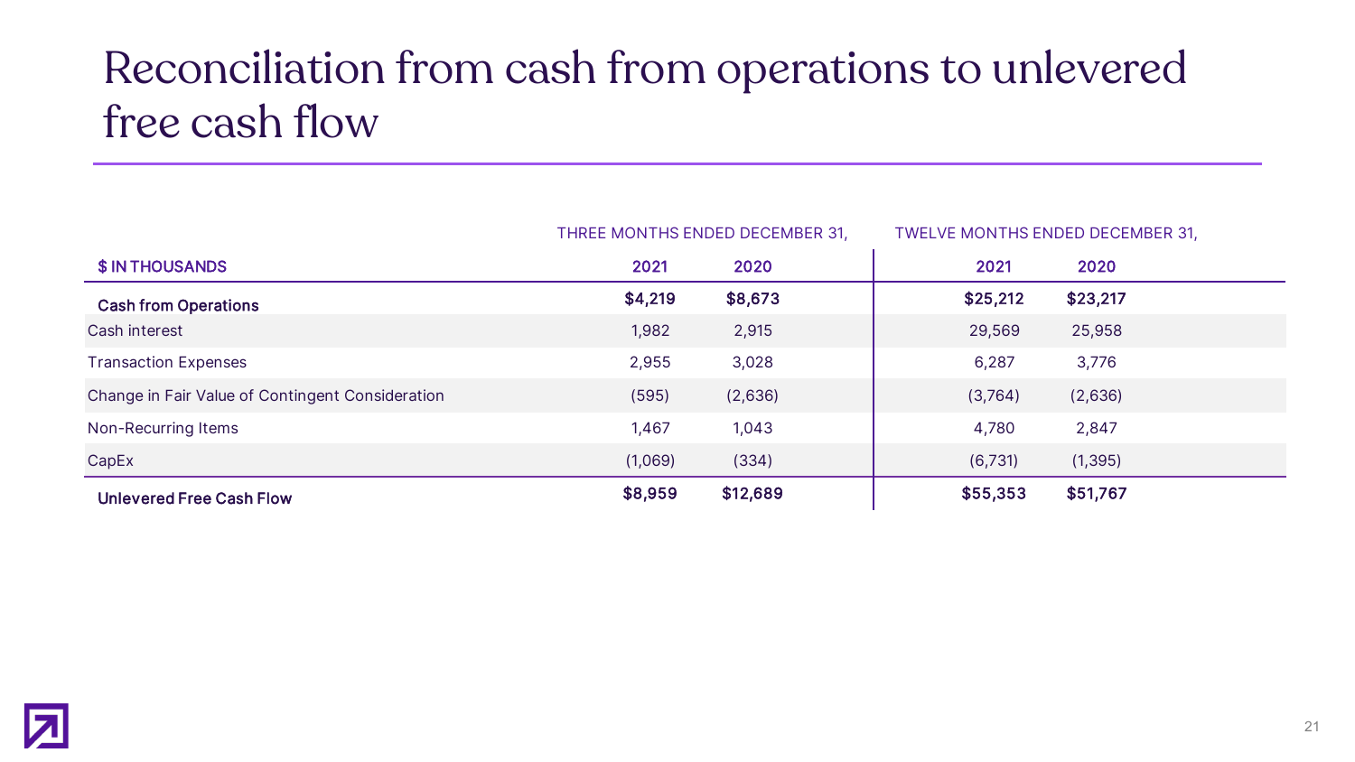# Reconciliation from cash from operations to unlevered free cash flow

| $ IN THOUSANDS | THREE MONTHS ENDED DECEMBER 31, 2021 | THREE MONTHS ENDED DECEMBER 31, 2020 | TWELVE MONTHS ENDED DECEMBER 31, 2021 | TWELVE MONTHS ENDED DECEMBER 31, 2020 |
|---|---|---|---|---|
| **Cash from Operations** | **$4,219** | **$8,673** | **$25,212** | **$23,217** |
| Cash interest | 1,982 | 2,915 | 29,569 | 25,958 |
| Transaction Expenses | 2,955 | 3,028 | 6,287 | 3,776 |
| Change in Fair Value of Contingent Consideration | (595) | (2,636) | (3,764) | (2,636) |
| Non-Recurring Items | 1,467 | 1,043 | 4,780 | 2,847 |
| CapEx | (1,069) | (334) | (6,731) | (1,395) |
| **Unlevered Free Cash Flow** | **$8,959** | **$12,689** | **$55,353** | **$51,767** |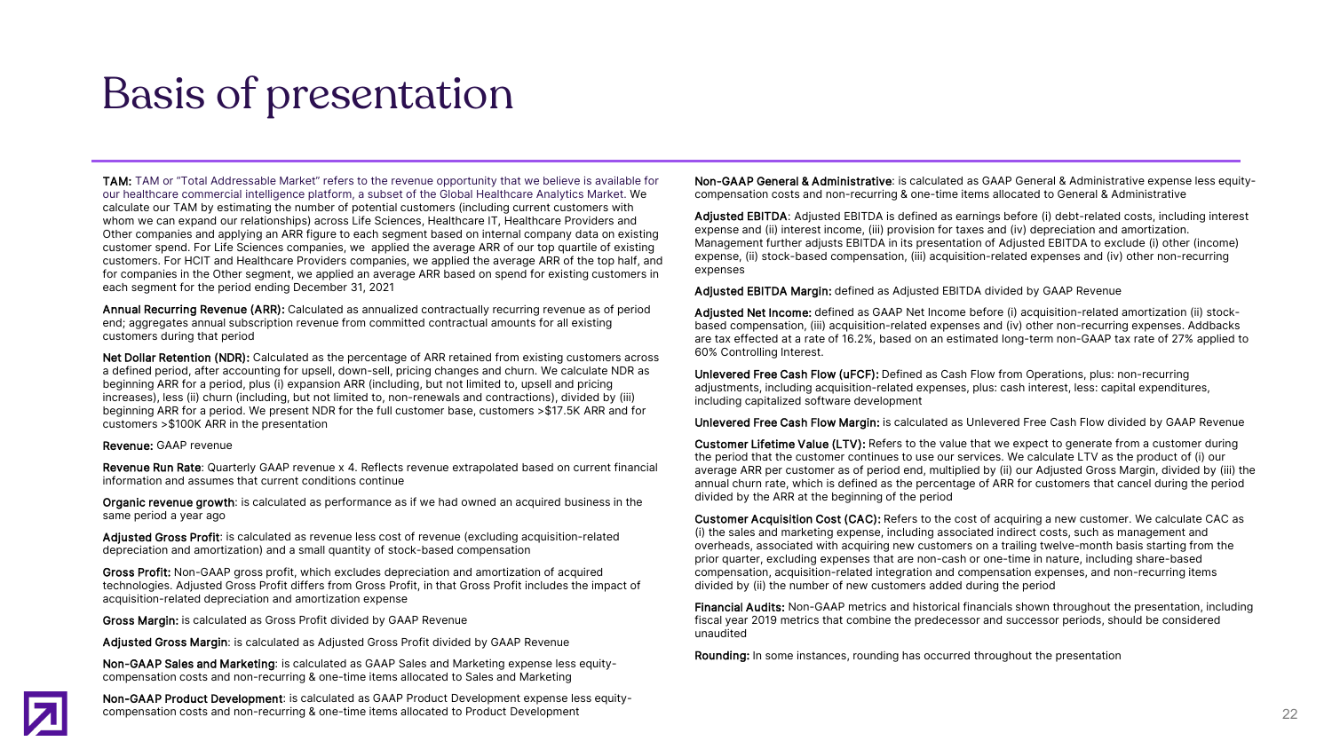# Basis of presentation

**TAM:** TAM or "Total Addressable Market" refers to the revenue opportunity that we believe is available for our healthcare commercial intelligence platform, a subset of the Global Healthcare Analytics Market. We calculate our TAM by estimating the number of potential customers (including current customers with whom we can expand our relationships) across Life Sciences, Healthcare IT, Healthcare Providers and Other companies and applying an ARR figure to each segment based on internal company data on existing customer spend. For Life Sciences companies, we applied the average ARR of our top quartile of existing customers. For HCIT and Healthcare Providers companies, we applied the average ARR of the top half, and for companies in the Other segment, we applied an average ARR based on spend for existing customers in each segment for the period ending December 31, 2021

**Annual Recurring Revenue (ARR):** Calculated as annualized contractually recurring revenue as of period end; aggregates annual subscription revenue from committed contractual amounts for all existing customers during that period

**Net Dollar Retention (NDR):** Calculated as the percentage of ARR retained from existing customers across a defined period, after accounting for upsell, down-sell, pricing changes and churn. We calculate NDR as beginning ARR for a period, plus (i) expansion ARR (including, but not limited to, upsell and pricing increases), less (ii) churn (including, but not limited to, non-renewals and contractions), divided by (iii) beginning ARR for a period. We present NDR for the full customer base, customers >$17.5K ARR and for customers >$100K ARR in the presentation

**Revenue:** GAAP revenue

**Revenue Run Rate**: Quarterly GAAP revenue x 4. Reflects revenue extrapolated based on current financial information and assumes that current conditions continue

**Organic revenue growth**: is calculated as performance as if we had owned an acquired business in the same period a year ago

**Adjusted Gross Profit**: is calculated as revenue less cost of revenue (excluding acquisition-related depreciation and amortization) and a small quantity of stock-based compensation

**Gross Profit:** Non-GAAP gross profit, which excludes depreciation and amortization of acquired technologies. Adjusted Gross Profit differs from Gross Profit, in that Gross Profit includes the impact of acquisition-related depreciation and amortization expense

**Gross Margin:** is calculated as Gross Profit divided by GAAP Revenue

**Adjusted Gross Margin**: is calculated as Adjusted Gross Profit divided by GAAP Revenue

**Non-GAAP Sales and Marketing**: is calculated as GAAP Sales and Marketing expense less equity-compensation costs and non-recurring & one-time items allocated to Sales and Marketing

**Non-GAAP Product Development**: is calculated as GAAP Product Development expense less equity-compensation costs and non-recurring & one-time items allocated to Product Development

**Non-GAAP General & Administrative**: is calculated as GAAP General & Administrative expense less equity-compensation costs and non-recurring & one-time items allocated to General & Administrative

**Adjusted EBITDA**: Adjusted EBITDA is defined as earnings before (i) debt-related costs, including interest expense and (ii) interest income, (iii) provision for taxes and (iv) depreciation and amortization. Management further adjusts EBITDA in its presentation of Adjusted EBITDA to exclude (i) other (income) expense, (ii) stock-based compensation, (iii) acquisition-related expenses and (iv) other non-recurring expenses

**Adjusted EBITDA Margin:** defined as Adjusted EBITDA divided by GAAP Revenue

**Adjusted Net Income:** defined as GAAP Net Income before (i) acquisition-related amortization (ii) stock-based compensation, (iii) acquisition-related expenses and (iv) other non-recurring expenses. Addbacks are tax effected at a rate of 16.2%, based on an estimated long-term non-GAAP tax rate of 27% applied to 60% Controlling Interest.

**Unlevered Free Cash Flow (uFCF):** Defined as Cash Flow from Operations, plus: non-recurring adjustments, including acquisition-related expenses, plus: cash interest, less: capital expenditures, including capitalized software development

**Unlevered Free Cash Flow Margin:** is calculated as Unlevered Free Cash Flow divided by GAAP Revenue

**Customer Lifetime Value (LTV):** Refers to the value that we expect to generate from a customer during the period that the customer continues to use our services. We calculate LTV as the product of (i) our average ARR per customer as of period end, multiplied by (ii) our Adjusted Gross Margin, divided by (iii) the annual churn rate, which is defined as the percentage of ARR for customers that cancel during the period divided by the ARR at the beginning of the period

**Customer Acquisition Cost (CAC):** Refers to the cost of acquiring a new customer. We calculate CAC as (i) the sales and marketing expense, including associated indirect costs, such as management and overheads, associated with acquiring new customers on a trailing twelve-month basis starting from the prior quarter, excluding expenses that are non-cash or one-time in nature, including share-based compensation, acquisition-related integration and compensation expenses, and non-recurring items divided by (ii) the number of new customers added during the period

**Financial Audits:** Non-GAAP metrics and historical financials shown throughout the presentation, including fiscal year 2019 metrics that combine the predecessor and successor periods, should be considered unaudited

**Rounding:** In some instances, rounding has occurred throughout the presentation